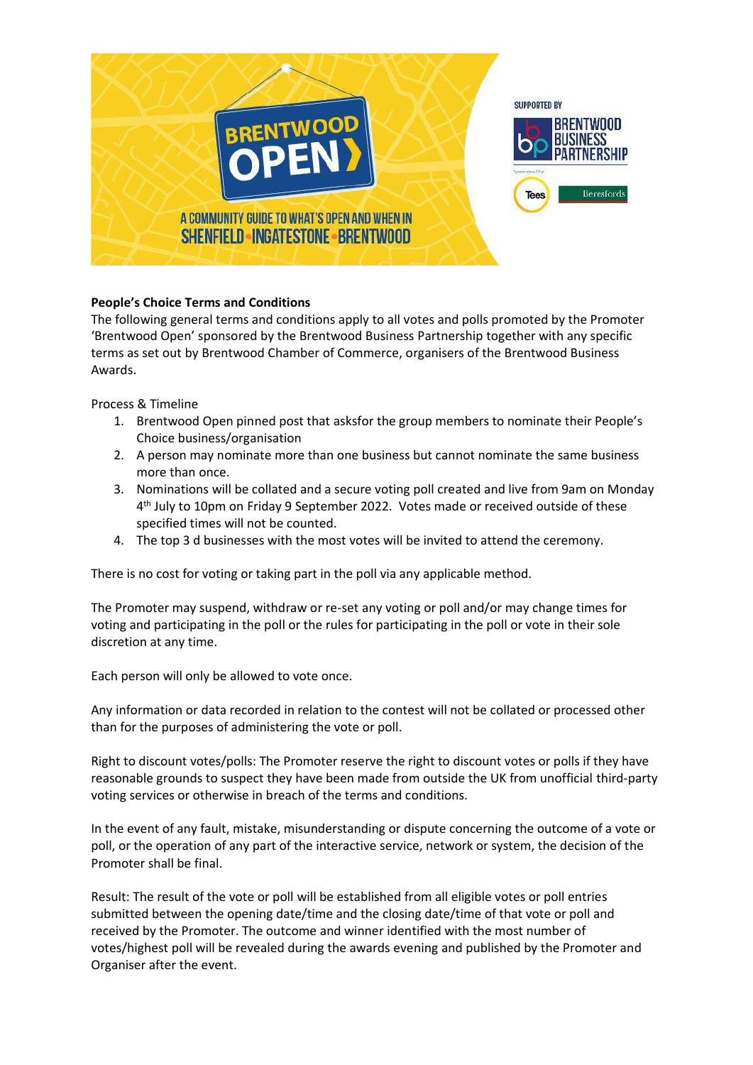**People's Choice Terms and Conditions**

The following general terms and conditions apply to all votes and polls promoted by the Promoter 'Brentwood Open' sponsored by the Brentwood Business Partnership together with any specific terms as set out by Brentwood Chamber of Commerce, organisers of the Brentwood Business Awards.

Process & Timeline

1. Brentwood Open pinned post that asksfor the group members to nominate their People's Choice business/organisation
2. A person may nominate more than one business but cannot nominate the same business more than once.
3. Nominations will be collated and a secure voting poll created and live from 9am on Monday 4th July to 10pm on Friday 9 September 2022. Votes made or received outside of these specified times will not be counted.
4. The top 3 d businesses with the most votes will be invited to attend the ceremony.

There is no cost for voting or taking part in the poll via any applicable method.

The Promoter may suspend, withdraw or re-set any voting or poll and/or may change times for voting and participating in the poll or the rules for participating in the poll or vote in their sole discretion at any time.

Each person will only be allowed to vote once.

Any information or data recorded in relation to the contest will not be collated or processed other than for the purposes of administering the vote or poll.

Right to discount votes/polls: The Promoter reserve the right to discount votes or polls if they have reasonable grounds to suspect they have been made from outside the UK from unofficial third-party voting services or otherwise in breach of the terms and conditions.

In the event of any fault, mistake, misunderstanding or dispute concerning the outcome of a vote or poll, or the operation of any part of the interactive service, network or system, the decision of the Promoter shall be final.

Result: The result of the vote or poll will be established from all eligible votes or poll entries submitted between the opening date/time and the closing date/time of that vote or poll and received by the Promoter. The outcome and winner identified with the most number of votes/highest poll will be revealed during the awards evening and published by the Promoter and Organiser after the event.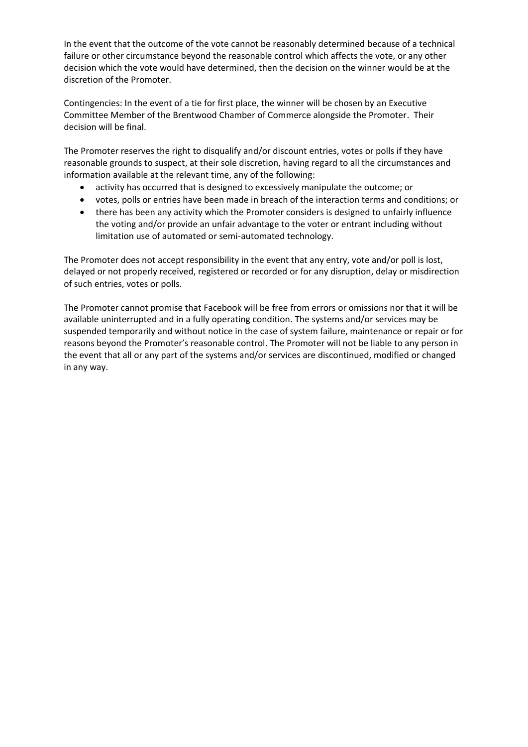In the event that the outcome of the vote cannot be reasonably determined because of a technical failure or other circumstance beyond the reasonable control which affects the vote, or any other decision which the vote would have determined, then the decision on the winner would be at the discretion of the Promoter.

Contingencies: In the event of a tie for first place, the winner will be chosen by an Executive Committee Member of the Brentwood Chamber of Commerce alongside the Promoter. Their decision will be final.

The Promoter reserves the right to disqualify and/or discount entries, votes or polls if they have reasonable grounds to suspect, at their sole discretion, having regard to all the circumstances and information available at the relevant time, any of the following:

- activity has occurred that is designed to excessively manipulate the outcome; or
- votes, polls or entries have been made in breach of the interaction terms and conditions; or
- there has been any activity which the Promoter considers is designed to unfairly influence the voting and/or provide an unfair advantage to the voter or entrant including without limitation use of automated or semi-automated technology.

The Promoter does not accept responsibility in the event that any entry, vote and/or poll is lost, delayed or not properly received, registered or recorded or for any disruption, delay or misdirection of such entries, votes or polls.

The Promoter cannot promise that Facebook will be free from errors or omissions nor that it will be available uninterrupted and in a fully operating condition. The systems and/or services may be suspended temporarily and without notice in the case of system failure, maintenance or repair or for reasons beyond the Promoter's reasonable control. The Promoter will not be liable to any person in the event that all or any part of the systems and/or services are discontinued, modified or changed in any way.